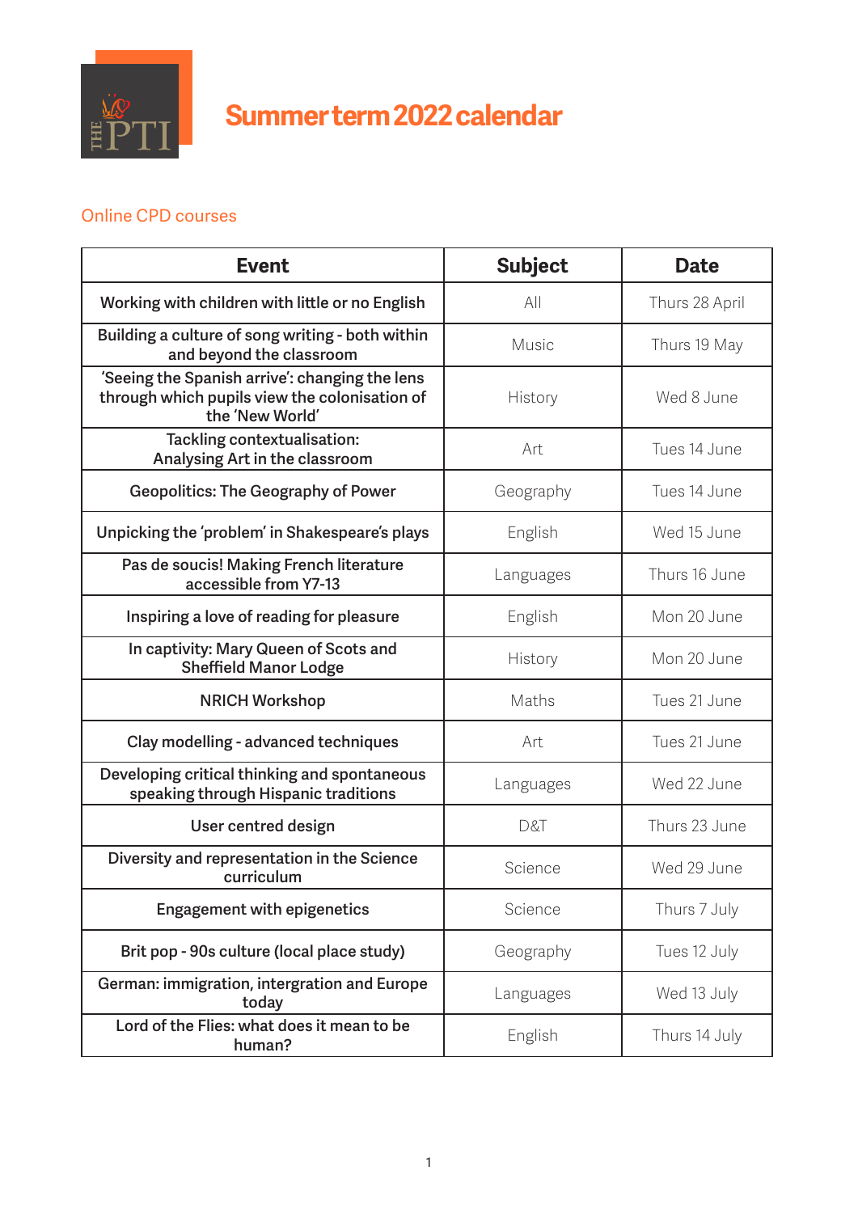# Summer term 2022 calendar

## Online CPD courses

| Event | Subject | Date |
|---|---|---|
| Working with children with little or no English | All | Thurs 28 April |
| Building a culture of song writing - both within and beyond the classroom | Music | Thurs 19 May |
| 'Seeing the Spanish arrive': changing the lens through which pupils view the colonisation of the 'New World' | History | Wed 8 June |
| Tackling contextualisation: Analysing Art in the classroom | Art | Tues 14 June |
| Geopolitics: The Geography of Power | Geography | Tues 14 June |
| Unpicking the 'problem' in Shakespeare's plays | English | Wed 15 June |
| Pas de soucis! Making French literature accessible from Y7-13 | Languages | Thurs 16 June |
| Inspiring a love of reading for pleasure | English | Mon 20 June |
| In captivity: Mary Queen of Scots and Sheffield Manor Lodge | History | Mon 20 June |
| NRICH Workshop | Maths | Tues 21 June |
| Clay modelling - advanced techniques | Art | Tues 21 June |
| Developing critical thinking and spontaneous speaking through Hispanic traditions | Languages | Wed 22 June |
| User centred design | D&T | Thurs 23 June |
| Diversity and representation in the Science curriculum | Science | Wed 29 June |
| Engagement with epigenetics | Science | Thurs 7 July |
| Brit pop - 90s culture (local place study) | Geography | Tues 12 July |
| German: immigration, intergration and Europe today | Languages | Wed 13 July |
| Lord of the Flies: what does it mean to be human? | English | Thurs 14 July |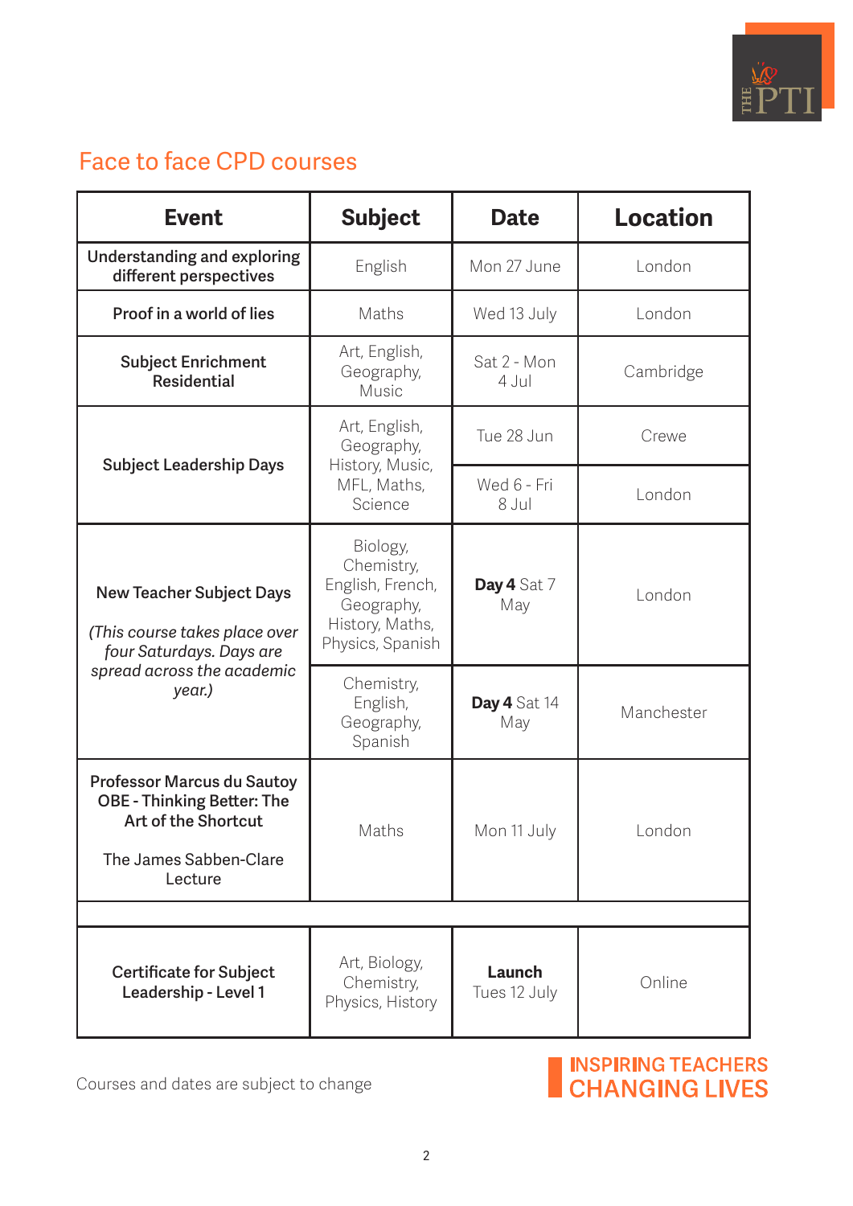## Face to face CPD courses

| Event | Subject | Date | Location |
|---|---|---|---|
| **Understanding and exploring different perspectives** | English | Mon 27 June | London |
| **Proof in a world of lies** | Maths | Wed 13 July | London |
| **Subject Enrichment Residential** | Art, English, Geography, Music | Sat 2 - Mon 4 Jul | Cambridge |
| **Subject Leadership Days** | Art, English, Geography, History, Music, MFL, Maths, Science | Tue 28 Jun | Crewe |
| | | Wed 6 - Fri 8 Jul | London |
| **New Teacher Subject Days** *(This course takes place over four Saturdays. Days are spread across the academic year.)* | Biology, Chemistry, English, French, Geography, History, Maths, Physics, Spanish | **Day 4** Sat 7 May | London |
| | Chemistry, English, Geography, Spanish | **Day 4** Sat 14 May | Manchester |
| **Professor Marcus du Sautoy OBE - Thinking Better: The Art of the Shortcut** The James Sabben-Clare Lecture | Maths | Mon 11 July | London |
| | | | |
| **Certificate for Subject Leadership - Level 1** | Art, Biology, Chemistry, Physics, History | **Launch** Tues 12 July | Online |

Courses and dates are subject to change

**INSPIRING TEACHERS CHANGING LIVES**